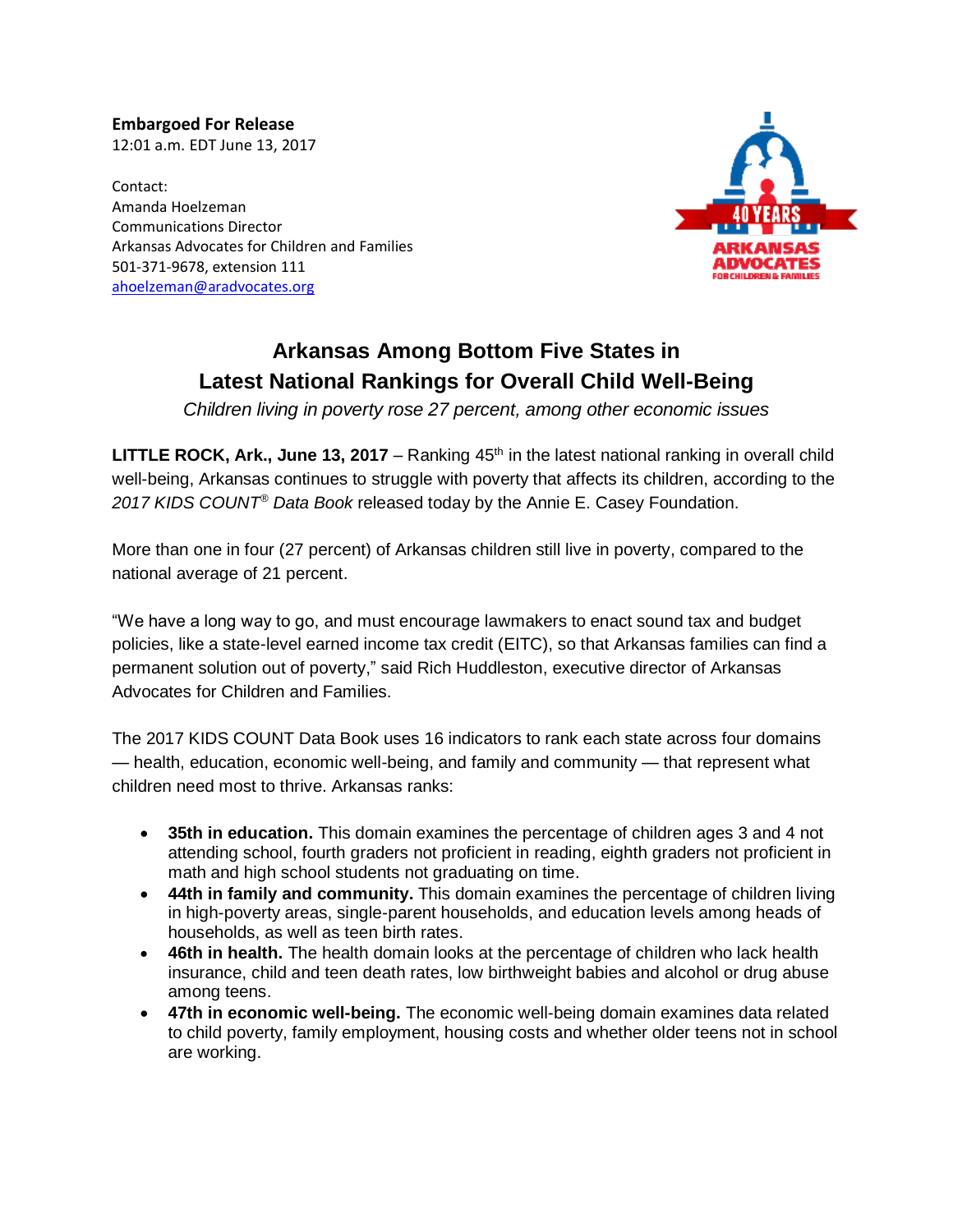**Embargoed For Release**
12:01 a.m. EDT June 13, 2017

Contact:
Amanda Hoelzeman
Communications Director
Arkansas Advocates for Children and Families
501-371-9678, extension 111
ahoelzeman@aradvocates.org

# Arkansas Among Bottom Five States in Latest National Rankings for Overall Child Well-Being

*Children living in poverty rose 27 percent, among other economic issues*

**LITTLE ROCK, Ark., June 13, 2017** – Ranking 45th in the latest national ranking in overall child well-being, Arkansas continues to struggle with poverty that affects its children, according to the *2017 KIDS COUNT® Data Book* released today by the Annie E. Casey Foundation.

More than one in four (27 percent) of Arkansas children still live in poverty, compared to the national average of 21 percent.

"We have a long way to go, and must encourage lawmakers to enact sound tax and budget policies, like a state-level earned income tax credit (EITC), so that Arkansas families can find a permanent solution out of poverty," said Rich Huddleston, executive director of Arkansas Advocates for Children and Families.

The 2017 KIDS COUNT Data Book uses 16 indicators to rank each state across four domains — health, education, economic well-being, and family and community — that represent what children need most to thrive. Arkansas ranks:

- **35th in education.** This domain examines the percentage of children ages 3 and 4 not attending school, fourth graders not proficient in reading, eighth graders not proficient in math and high school students not graduating on time.
- **44th in family and community.** This domain examines the percentage of children living in high-poverty areas, single-parent households, and education levels among heads of households, as well as teen birth rates.
- **46th in health.** The health domain looks at the percentage of children who lack health insurance, child and teen death rates, low birthweight babies and alcohol or drug abuse among teens.
- **47th in economic well-being.** The economic well-being domain examines data related to child poverty, family employment, housing costs and whether older teens not in school are working.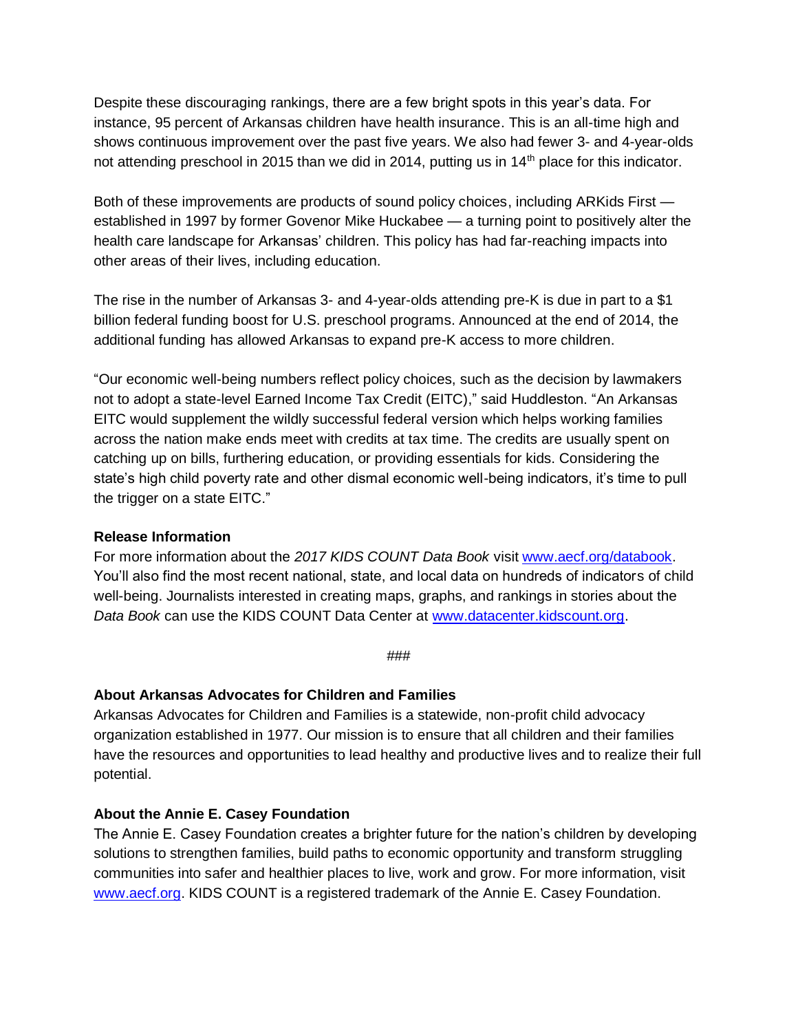Despite these discouraging rankings, there are a few bright spots in this year's data. For instance, 95 percent of Arkansas children have health insurance. This is an all-time high and shows continuous improvement over the past five years. We also had fewer 3- and 4-year-olds not attending preschool in 2015 than we did in 2014, putting us in 14th place for this indicator.

Both of these improvements are products of sound policy choices, including ARKids First — established in 1997 by former Govenor Mike Huckabee — a turning point to positively alter the health care landscape for Arkansas' children. This policy has had far-reaching impacts into other areas of their lives, including education.

The rise in the number of Arkansas 3- and 4-year-olds attending pre-K is due in part to a $1 billion federal funding boost for U.S. preschool programs. Announced at the end of 2014, the additional funding has allowed Arkansas to expand pre-K access to more children.

"Our economic well-being numbers reflect policy choices, such as the decision by lawmakers not to adopt a state-level Earned Income Tax Credit (EITC)," said Huddleston. "An Arkansas EITC would supplement the wildly successful federal version which helps working families across the nation make ends meet with credits at tax time. The credits are usually spent on catching up on bills, furthering education, or providing essentials for kids. Considering the state's high child poverty rate and other dismal economic well-being indicators, it's time to pull the trigger on a state EITC."

**Release Information**
For more information about the *2017 KIDS COUNT Data Book* visit www.aecf.org/databook. You'll also find the most recent national, state, and local data on hundreds of indicators of child well-being. Journalists interested in creating maps, graphs, and rankings in stories about the *Data Book* can use the KIDS COUNT Data Center at www.datacenter.kidscount.org.

###

**About Arkansas Advocates for Children and Families**
Arkansas Advocates for Children and Families is a statewide, non-profit child advocacy organization established in 1977. Our mission is to ensure that all children and their families have the resources and opportunities to lead healthy and productive lives and to realize their full potential.

**About the Annie E. Casey Foundation**
The Annie E. Casey Foundation creates a brighter future for the nation's children by developing solutions to strengthen families, build paths to economic opportunity and transform struggling communities into safer and healthier places to live, work and grow. For more information, visit www.aecf.org. KIDS COUNT is a registered trademark of the Annie E. Casey Foundation.